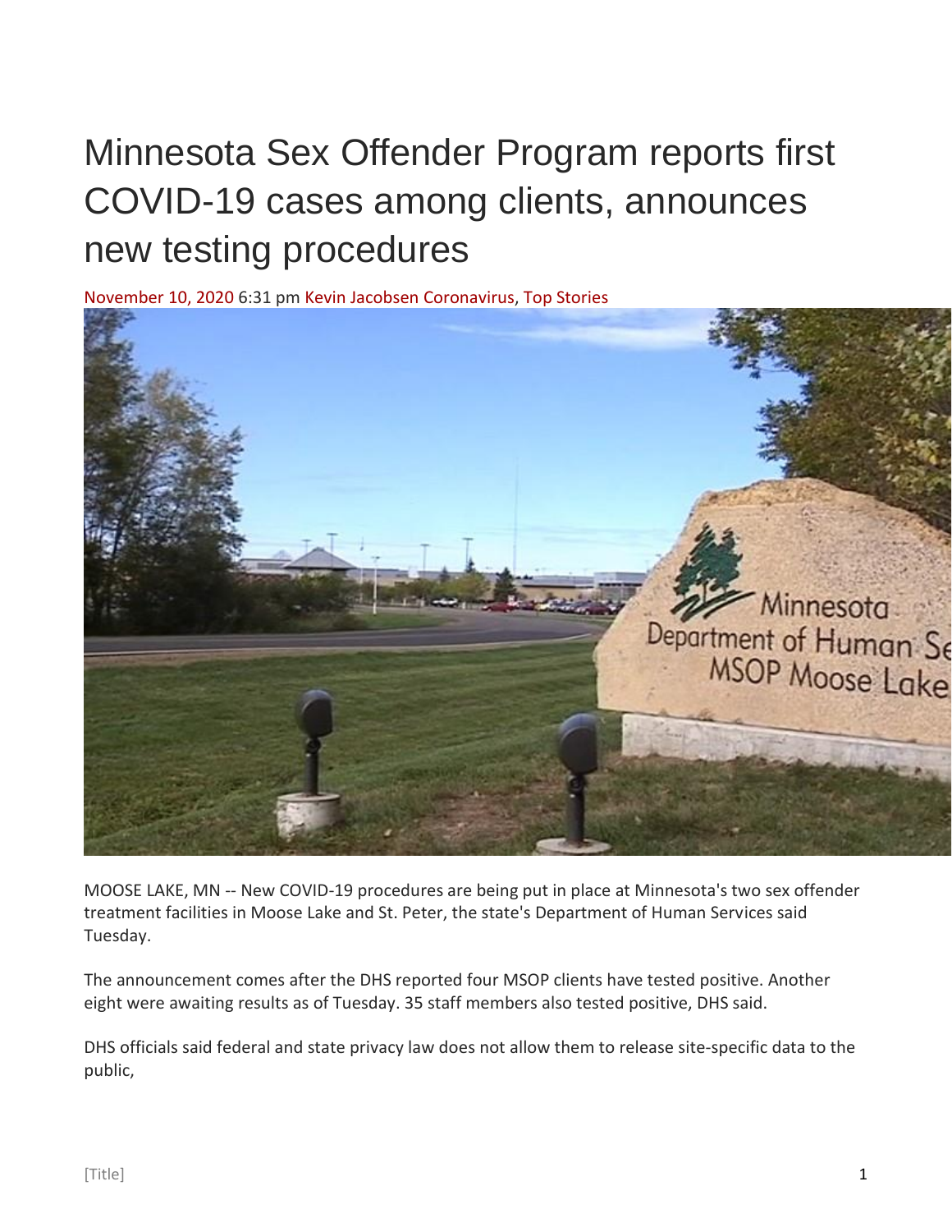# Minnesota Sex Offender Program reports first COVID-19 cases among clients, announces new testing procedures

November 10, 2020 6:31 pm Kevin Jacobsen Coronavirus, Top Stories

MOOSE LAKE, MN -- New COVID-19 procedures are being put in place at Minnesota's two sex offender treatment facilities in Moose Lake and St. Peter, the state's Department of Human Services said Tuesday.

The announcement comes after the DHS reported four MSOP clients have tested positive. Another eight were awaiting results as of Tuesday. 35 staff members also tested positive, DHS said.

DHS officials said federal and state privacy law does not allow them to release site-specific data to the public,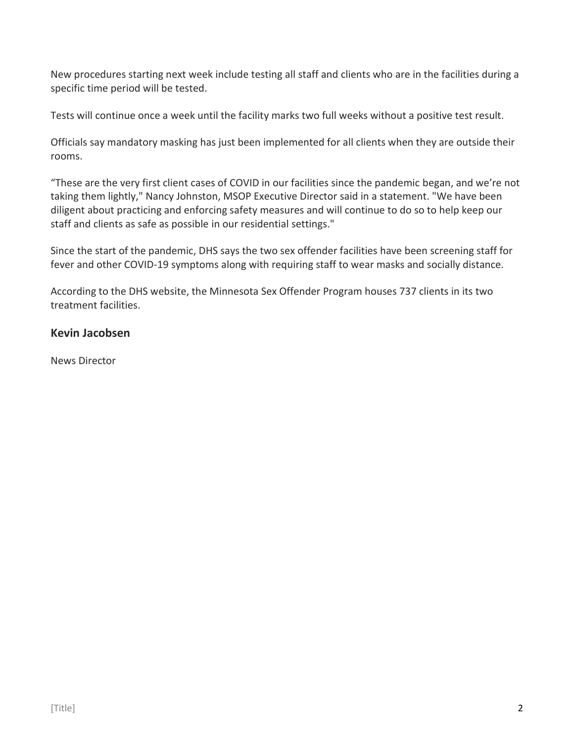New procedures starting next week include testing all staff and clients who are in the facilities during a specific time period will be tested.

Tests will continue once a week until the facility marks two full weeks without a positive test result.

Officials say mandatory masking has just been implemented for all clients when they are outside their rooms.

“These are the very first client cases of COVID in our facilities since the pandemic began, and we’re not taking them lightly," Nancy Johnston, MSOP Executive Director said in a statement. "We have been diligent about practicing and enforcing safety measures and will continue to do so to help keep our staff and clients as safe as possible in our residential settings."

Since the start of the pandemic, DHS says the two sex offender facilities have been screening staff for fever and other COVID-19 symptoms along with requiring staff to wear masks and socially distance.

According to the DHS website, the Minnesota Sex Offender Program houses 737 clients in its two treatment facilities.

**Kevin Jacobsen**

News Director